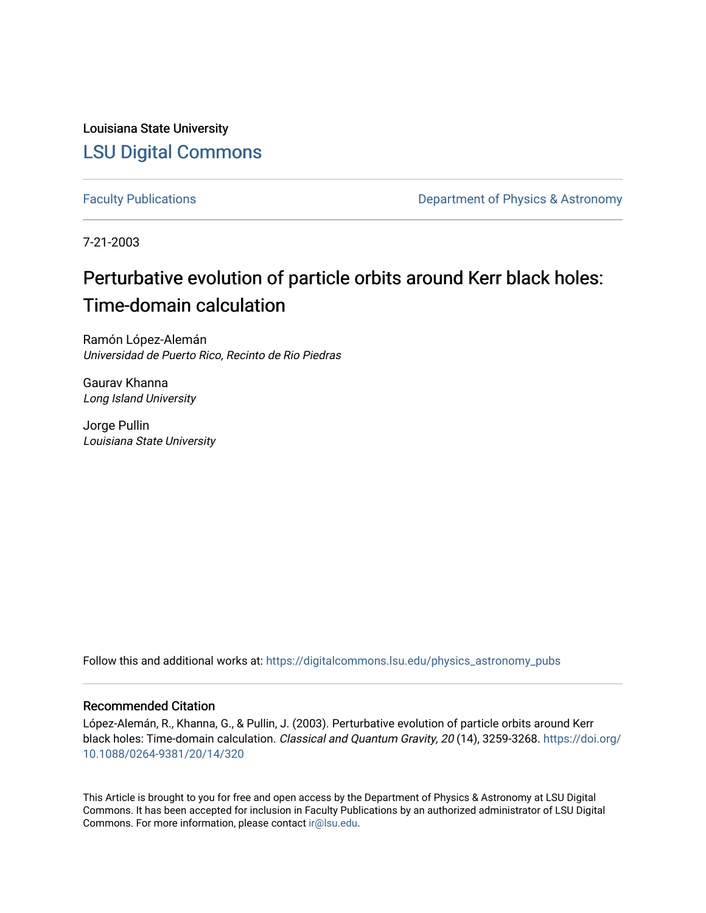Louisiana State University

## LSU Digital Commons

Faculty Publications

Department of Physics & Astronomy

7-21-2003

# Perturbative evolution of particle orbits around Kerr black holes: Time-domain calculation

Ramón López-Alemán
*Universidad de Puerto Rico, Recinto de Rio Piedras*

Gaurav Khanna
*Long Island University*

Jorge Pullin
*Louisiana State University*

Follow this and additional works at: https://digitalcommons.lsu.edu/physics_astronomy_pubs

### Recommended Citation

López-Alemán, R., Khanna, G., & Pullin, J. (2003). Perturbative evolution of particle orbits around Kerr black holes: Time-domain calculation. *Classical and Quantum Gravity, 20* (14), 3259-3268. https://doi.org/10.1088/0264-9381/20/14/320

This Article is brought to you for free and open access by the Department of Physics & Astronomy at LSU Digital Commons. It has been accepted for inclusion in Faculty Publications by an authorized administrator of LSU Digital Commons. For more information, please contact ir@lsu.edu.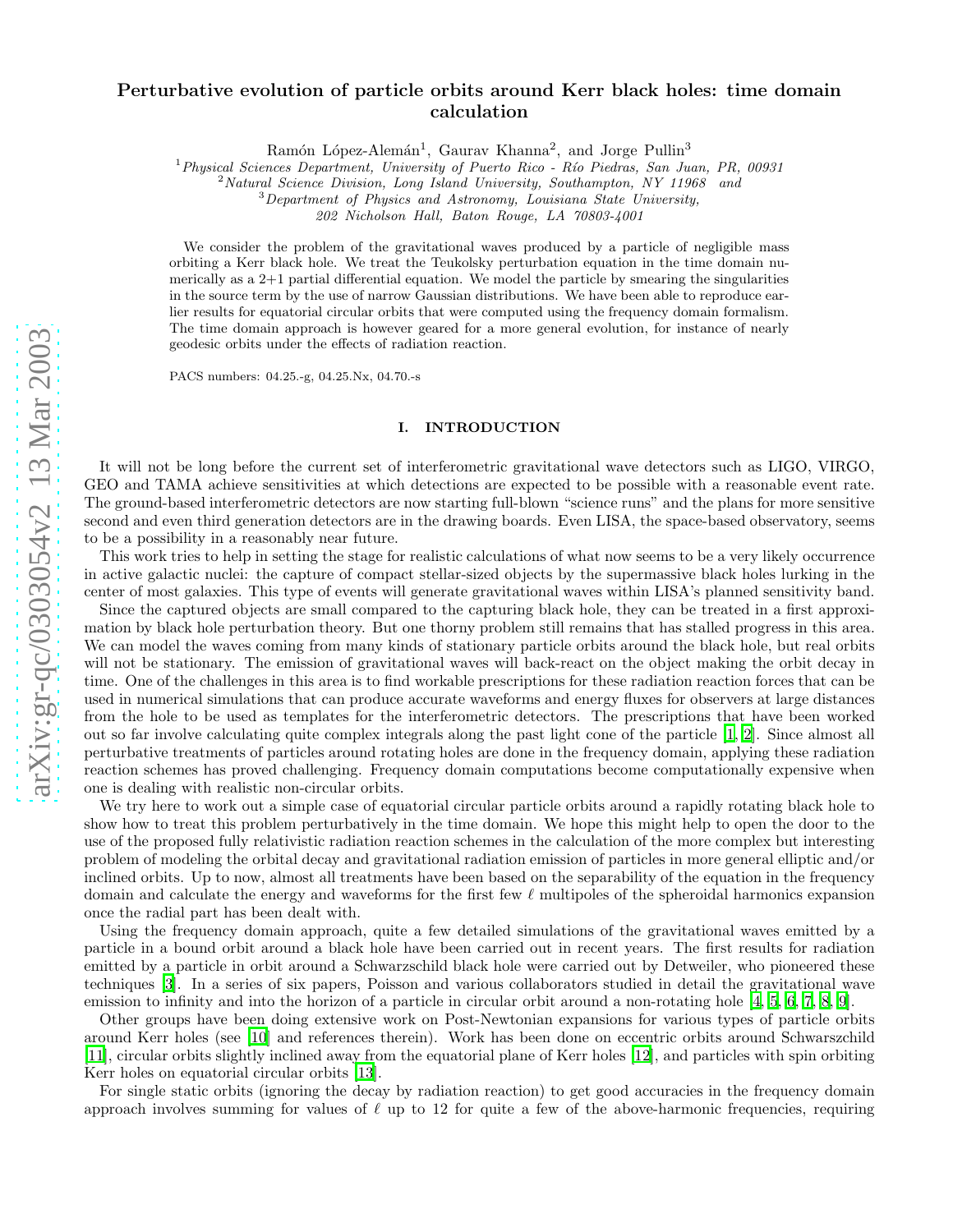# Perturbative evolution of particle orbits around Kerr black holes: time domain calculation

Ramón López-Alemán[1], Gaurav Khanna[2], and Jorge Pullin[3]

[1] *Physical Sciences Department, University of Puerto Rico - Río Piedras, San Juan, PR, 00931*
[2] *Natural Science Division, Long Island University, Southampton, NY 11968 and*
[3] *Department of Physics and Astronomy, Louisiana State University, 202 Nicholson Hall, Baton Rouge, LA 70803-4001*

We consider the problem of the gravitational waves produced by a particle of negligible mass orbiting a Kerr black hole. We treat the Teukolsky perturbation equation in the time domain numerically as a 2+1 partial differential equation. We model the particle by smearing the singularities in the source term by the use of narrow Gaussian distributions. We have been able to reproduce earlier results for equatorial circular orbits that were computed using the frequency domain formalism. The time domain approach is however geared for a more general evolution, for instance of nearly geodesic orbits under the effects of radiation reaction.

PACS numbers: 04.25.-g, 04.25.Nx, 04.70.-s

## I. INTRODUCTION

It will not be long before the current set of interferometric gravitational wave detectors such as LIGO, VIRGO, GEO and TAMA achieve sensitivities at which detections are expected to be possible with a reasonable event rate. The ground-based interferometric detectors are now starting full-blown "science runs" and the plans for more sensitive second and even third generation detectors are in the drawing boards. Even LISA, the space-based observatory, seems to be a possibility in a reasonably near future.

This work tries to help in setting the stage for realistic calculations of what now seems to be a very likely occurrence in active galactic nuclei: the capture of compact stellar-sized objects by the supermassive black holes lurking in the center of most galaxies. This type of events will generate gravitational waves within LISA's planned sensitivity band.

Since the captured objects are small compared to the capturing black hole, they can be treated in a first approximation by black hole perturbation theory. But one thorny problem still remains that has stalled progress in this area. We can model the waves coming from many kinds of stationary particle orbits around the black hole, but real orbits will not be stationary. The emission of gravitational waves will back-react on the object making the orbit decay in time. One of the challenges in this area is to find workable prescriptions for these radiation reaction forces that can be used in numerical simulations that can produce accurate waveforms and energy fluxes for observers at large distances from the hole to be used as templates for the interferometric detectors. The prescriptions that have been worked out so far involve calculating quite complex integrals along the past light cone of the particle [1, 2]. Since almost all perturbative treatments of particles around rotating holes are done in the frequency domain, applying these radiation reaction schemes has proved challenging. Frequency domain computations become computationally expensive when one is dealing with realistic non-circular orbits.

We try here to work out a simple case of equatorial circular particle orbits around a rapidly rotating black hole to show how to treat this problem perturbatively in the time domain. We hope this might help to open the door to the use of the proposed fully relativistic radiation reaction schemes in the calculation of the more complex but interesting problem of modeling the orbital decay and gravitational radiation emission of particles in more general elliptic and/or inclined orbits. Up to now, almost all treatments have been based on the separability of the equation in the frequency domain and calculate the energy and waveforms for the first few $\ell$ multipoles of the spheroidal harmonics expansion once the radial part has been dealt with.

Using the frequency domain approach, quite a few detailed simulations of the gravitational waves emitted by a particle in a bound orbit around a black hole have been carried out in recent years. The first results for radiation emitted by a particle in orbit around a Schwarzschild black hole were carried out by Detweiler, who pioneered these techniques [3]. In a series of six papers, Poisson and various collaborators studied in detail the gravitational wave emission to infinity and into the horizon of a particle in circular orbit around a non-rotating hole [4, 5, 6, 7, 8, 9].

Other groups have been doing extensive work on Post-Newtonian expansions for various types of particle orbits around Kerr holes (see [10] and references therein). Work has been done on eccentric orbits around Schwarszchild [11], circular orbits slightly inclined away from the equatorial plane of Kerr holes [12], and particles with spin orbiting Kerr holes on equatorial circular orbits [13].

For single static orbits (ignoring the decay by radiation reaction) to get good accuracies in the frequency domain approach involves summing for values of $\ell$ up to 12 for quite a few of the above-harmonic frequencies, requiring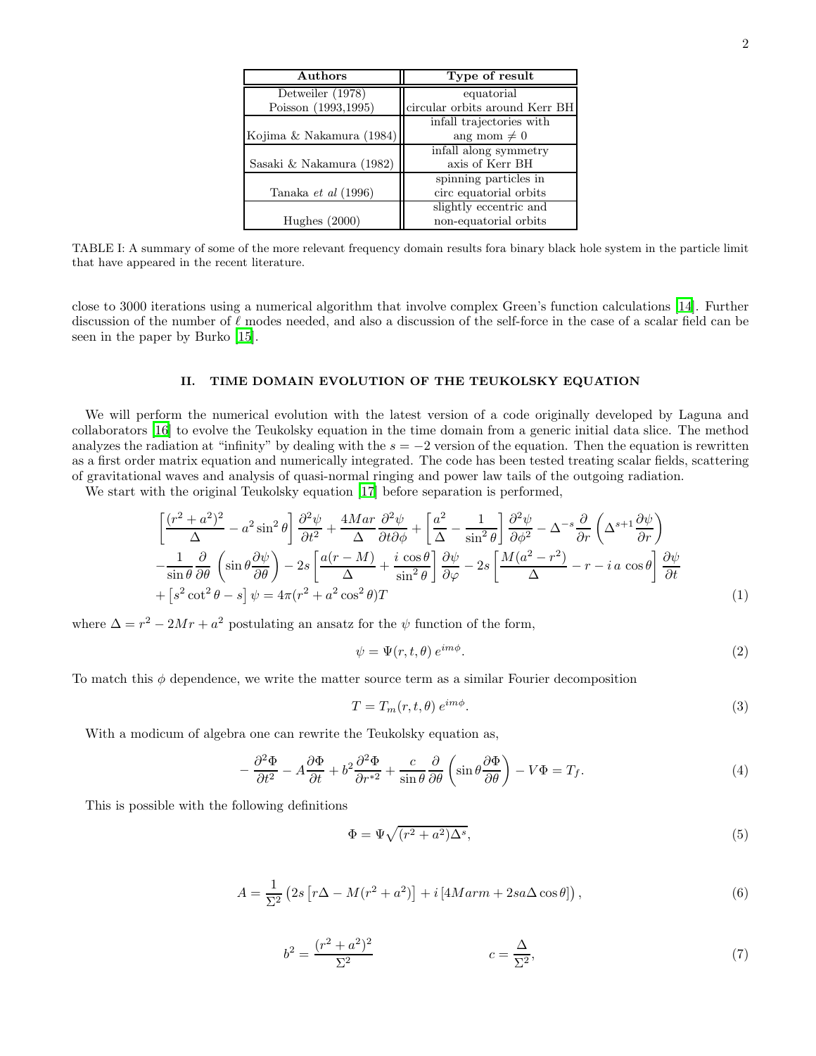| Authors | Type of result |
|---|---|
| Detweiler (1978)<br>Poisson (1993,1995) | equatorial<br>circular orbits around Kerr BH |
| Kojima & Nakamura (1984) | infall trajectories with<br>ang mom $\neq 0$ |
| Sasaki & Nakamura (1982) | infall along symmetry<br>axis of Kerr BH |
| Tanaka *et al* (1996) | spinning particles in<br>circ equatorial orbits |
| Hughes (2000) | slightly eccentric and<br>non-equatorial orbits |

TABLE I: A summary of some of the more relevant frequency domain results fora binary black hole system in the particle limit that have appeared in the recent literature.

close to 3000 iterations using a numerical algorithm that involve complex Green's function calculations [14]. Further discussion of the number of $\ell$ modes needed, and also a discussion of the self-force in the case of a scalar field can be seen in the paper by Burko [15].

## II. TIME DOMAIN EVOLUTION OF THE TEUKOLSKY EQUATION

We will perform the numerical evolution with the latest version of a code originally developed by Laguna and collaborators [16] to evolve the Teukolsky equation in the time domain from a generic initial data slice. The method analyzes the radiation at "infinity" by dealing with the $s = -2$ version of the equation. Then the equation is rewritten as a first order matrix equation and numerically integrated. The code has been tested treating scalar fields, scattering of gravitational waves and analysis of quasi-normal ringing and power law tails of the outgoing radiation.

We start with the original Teukolsky equation [17] before separation is performed,

$$
\begin{aligned}
&\left[\frac{(r^2+a^2)^2}{\Delta} - a^2\sin^2\theta\right]\frac{\partial^2\psi}{\partial t^2} + \frac{4Mar}{\Delta}\frac{\partial^2\psi}{\partial t\partial\phi} + \left[\frac{a^2}{\Delta} - \frac{1}{\sin^2\theta}\right]\frac{\partial^2\psi}{\partial\phi^2} - \Delta^{-s}\frac{\partial}{\partial r}\left(\Delta^{s+1}\frac{\partial\psi}{\partial r}\right) \\
&-\frac{1}{\sin\theta}\frac{\partial}{\partial\theta}\left(\sin\theta\frac{\partial\psi}{\partial\theta}\right) - 2s\left[\frac{a(r-M)}{\Delta} + \frac{i\,\cos\theta}{\sin^2\theta}\right]\frac{\partial\psi}{\partial\varphi} - 2s\left[\frac{M(a^2-r^2)}{\Delta} - r - i\,a\,\cos\theta\right]\frac{\partial\psi}{\partial t} \\
&+\left[s^2\cot^2\theta - s\right]\psi = 4\pi(r^2+a^2\cos^2\theta)T
\end{aligned}
\tag{1}
$$

where $\Delta = r^2 - 2Mr + a^2$ postulating an ansatz for the $\psi$ function of the form,

$$
\psi = \Psi(r,t,\theta)\,e^{im\phi}. \tag{2}
$$

To match this $\phi$ dependence, we write the matter source term as a similar Fourier decomposition

$$
T = T_m(r,t,\theta)\,e^{im\phi}. \tag{3}
$$

With a modicum of algebra one can rewrite the Teukolsky equation as,

$$
-\frac{\partial^2\Phi}{\partial t^2} - A\frac{\partial\Phi}{\partial t} + b^2\frac{\partial^2\Phi}{\partial r^{*2}} + \frac{c}{\sin\theta}\frac{\partial}{\partial\theta}\left(\sin\theta\frac{\partial\Phi}{\partial\theta}\right) - V\Phi = T_f. \tag{4}
$$

This is possible with the following definitions

$$
\Phi = \Psi\sqrt{(r^2+a^2)\Delta^s}, \tag{5}
$$

$$
A = \frac{1}{\Sigma^2}\left(2s\left[r\Delta - M(r^2+a^2)\right] + i\left[4Marm + 2sa\Delta\cos\theta\right]\right), \tag{6}
$$

$$
b^2 = \frac{(r^2+a^2)^2}{\Sigma^2} \qquad\qquad c = \frac{\Delta}{\Sigma^2}, \tag{7}
$$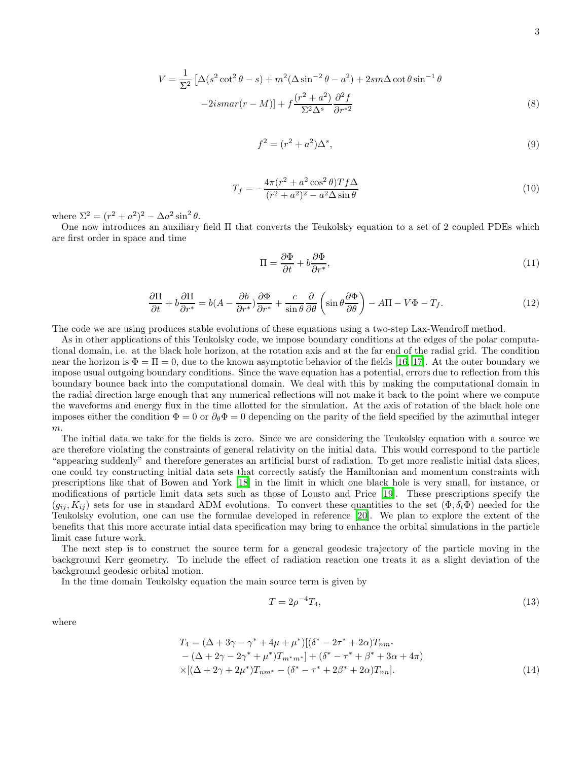$$
V = \frac{1}{\Sigma^2}\left[\Delta(s^2\cot^2\theta - s) + m^2(\Delta\sin^{-2}\theta - a^2) + 2sm\Delta\cot\theta\sin^{-1}\theta \right.
$$

$$
\left. -2ismar(r-M)\right] + f\frac{(r^2+a^2)}{\Sigma^2\Delta^s}\frac{\partial^2 f}{\partial r^{*2}} \tag{8}
$$

$$
f^2 = (r^2+a^2)\Delta^s, \tag{9}
$$

$$
T_f = -\frac{4\pi(r^2+a^2\cos^2\theta)Tf\Delta}{(r^2+a^2)^2 - a^2\Delta\sin\theta} \tag{10}
$$

where $\Sigma^2 = (r^2+a^2)^2 - \Delta a^2\sin^2\theta$.

One now introduces an auxiliary field $\Pi$ that converts the Teukolsky equation to a set of 2 coupled PDEs which are first order in space and time

$$
\Pi = \frac{\partial\Phi}{\partial t} + b\frac{\partial\Phi}{\partial r^*}, \tag{11}
$$

$$
\frac{\partial\Pi}{\partial t} + b\frac{\partial\Pi}{\partial r^*} = b(A - \frac{\partial b}{\partial r^*})\frac{\partial\Phi}{\partial r^*} + \frac{c}{\sin\theta}\frac{\partial}{\partial\theta}\left(\sin\theta\frac{\partial\Phi}{\partial\theta}\right) - A\Pi - V\Phi - T_f. \tag{12}
$$

The code we are using produces stable evolutions of these equations using a two-step Lax-Wendroff method.

As in other applications of this Teukolsky code, we impose boundary conditions at the edges of the polar computational domain, i.e. at the black hole horizon, at the rotation axis and at the far end of the radial grid. The condition near the horizon is $\Phi = \Pi = 0$, due to the known asymptotic behavior of the fields [16, 17]. At the outer boundary we impose usual outgoing boundary conditions. Since the wave equation has a potential, errors due to reflection from this boundary bounce back into the computational domain. We deal with this by making the computational domain in the radial direction large enough that any numerical reflections will not make it back to the point where we compute the waveforms and energy flux in the time allotted for the simulation. At the axis of rotation of the black hole one imposes either the condition $\Phi = 0$ or $\partial_\theta\Phi = 0$ depending on the parity of the field specified by the azimuthal integer $m$.

The initial data we take for the fields is zero. Since we are considering the Teukolsky equation with a source we are therefore violating the constraints of general relativity on the initial data. This would correspond to the particle "appearing suddenly" and therefore generates an artificial burst of radiation. To get more realistic initial data slices, one could try constructing initial data sets that correctly satisfy the Hamiltonian and momentum constraints with prescriptions like that of Bowen and York [18] in the limit in which one black hole is very small, for instance, or modifications of particle limit data sets such as those of Lousto and Price [19]. These prescriptions specify the $(g_{ij}, K_{ij})$ sets for use in standard ADM evolutions. To convert these quantities to the set $(\Phi, \delta_t\Phi)$ needed for the Teukolsky evolution, one can use the formulae developed in reference [20]. We plan to explore the extent of the benefits that this more accurate intial data specification may bring to enhance the orbital simulations in the particle limit case future work.

The next step is to construct the source term for a general geodesic trajectory of the particle moving in the background Kerr geometry. To include the effect of radiation reaction one treats it as a slight deviation of the background geodesic orbital motion.

In the time domain Teukolsky equation the main source term is given by

$$
T = 2\rho^{-4}T_4, \tag{13}
$$

where

$$
\begin{aligned}
T_4 &= (\Delta + 3\gamma - \gamma^* + 4\mu + \mu^*)[(\delta^* - 2\tau^* + 2\alpha)T_{nm^*} \\
&- (\Delta + 2\gamma - 2\gamma^* + \mu^*)T_{m^*m^*}] + (\delta^* - \tau^* + \beta^* + 3\alpha + 4\pi) \\
&\times[(\Delta + 2\gamma + 2\mu^*)T_{nm^*} - (\delta^* - \tau^* + 2\beta^* + 2\alpha)T_{nn}].
\end{aligned} \tag{14}
$$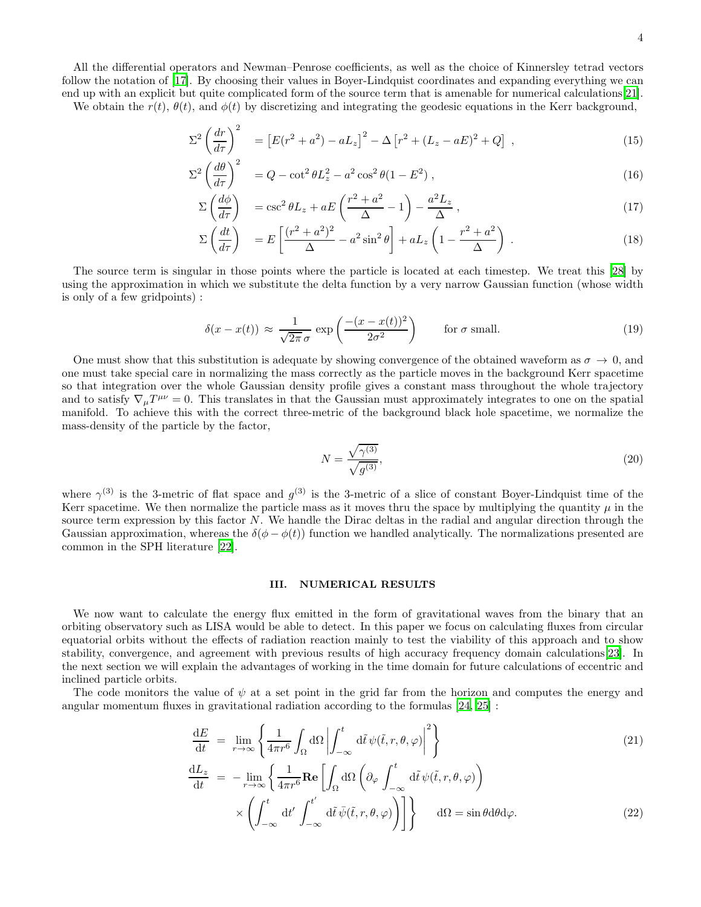All the differential operators and Newman–Penrose coefficients, as well as the choice of Kinnersley tetrad vectors follow the notation of [17]. By choosing their values in Boyer-Lindquist coordinates and expanding everything we can end up with an explicit but quite complicated form of the source term that is amenable for numerical calculations[21].

We obtain the $r(t)$, $\theta(t)$, and $\phi(t)$ by discretizing and integrating the geodesic equations in the Kerr background,

$$\Sigma^2 \left(\frac{dr}{d\tau}\right)^2 = \left[E(r^2+a^2) - aL_z\right]^2 - \Delta\left[r^2 + (L_z - aE)^2 + Q\right] \ , \tag{15}$$

$$\Sigma^2 \left(\frac{d\theta}{d\tau}\right)^2 = Q - \cot^2\theta L_z^2 - a^2\cos^2\theta(1-E^2) \ , \tag{16}$$

$$\Sigma \left(\frac{d\phi}{d\tau}\right) = \csc^2\theta L_z + aE\left(\frac{r^2+a^2}{\Delta} - 1\right) - \frac{a^2 L_z}{\Delta} \ , \tag{17}$$

$$\Sigma \left(\frac{dt}{d\tau}\right) = E\left[\frac{(r^2+a^2)^2}{\Delta} - a^2\sin^2\theta\right] + aL_z\left(1 - \frac{r^2+a^2}{\Delta}\right) \ . \tag{18}$$

The source term is singular in those points where the particle is located at each timestep. We treat this [28] by using the approximation in which we substitute the delta function by a very narrow Gaussian function (whose width is only of a few gridpoints) :

$$\delta(x - x(t)) \approx \frac{1}{\sqrt{2\pi}\,\sigma} \exp\left(\frac{-(x-x(t))^2}{2\sigma^2}\right) \qquad \text{for } \sigma \text{ small.} \tag{19}$$

One must show that this substitution is adequate by showing convergence of the obtained waveform as $\sigma \to 0$, and one must take special care in normalizing the mass correctly as the particle moves in the background Kerr spacetime so that integration over the whole Gaussian density profile gives a constant mass throughout the whole trajectory and to satisfy $\nabla_\mu T^{\mu\nu} = 0$. This translates in that the Gaussian must approximately integrates to one on the spatial manifold. To achieve this with the correct three-metric of the background black hole spacetime, we normalize the mass-density of the particle by the factor,

$$N = \frac{\sqrt{\gamma^{(3)}}}{\sqrt{g^{(3)}}}, \tag{20}$$

where $\gamma^{(3)}$ is the 3-metric of flat space and $g^{(3)}$ is the 3-metric of a slice of constant Boyer-Lindquist time of the Kerr spacetime. We then normalize the particle mass as it moves thru the space by multiplying the quantity $\mu$ in the source term expression by this factor $N$. We handle the Dirac deltas in the radial and angular direction through the Gaussian approximation, whereas the $\delta(\phi - \phi(t))$ function we handled analytically. The normalizations presented are common in the SPH literature [22].

## III. NUMERICAL RESULTS

We now want to calculate the energy flux emitted in the form of gravitational waves from the binary that an orbiting observatory such as LISA would be able to detect. In this paper we focus on calculating fluxes from circular equatorial orbits without the effects of radiation reaction mainly to test the viability of this approach and to show stability, convergence, and agreement with previous results of high accuracy frequency domain calculations[23]. In the next section we will explain the advantages of working in the time domain for future calculations of eccentric and inclined particle orbits.

The code monitors the value of $\psi$ at a set point in the grid far from the horizon and computes the energy and angular momentum fluxes in gravitational radiation according to the formulas [24, 25] :

$$\frac{\mathrm{d}E}{\mathrm{d}t} = \lim_{r\to\infty}\left\{\frac{1}{4\pi r^6}\int_\Omega \mathrm{d}\Omega \left|\int_{-\infty}^{t}\mathrm{d}\tilde{t}\,\psi(\tilde{t},r,\theta,\varphi)\right|^2\right\} \tag{21}$$

$$\frac{\mathrm{d}L_z}{\mathrm{d}t} = -\lim_{r\to\infty}\left\{\frac{1}{4\pi r^6}\mathbf{Re}\left[\int_\Omega \mathrm{d}\Omega\left(\partial_\varphi \int_{-\infty}^{t}\mathrm{d}\tilde{t}\,\psi(\tilde{t},r,\theta,\varphi)\right)\right.\right.$$
$$\left.\left.\times\left(\int_{-\infty}^{t}\mathrm{d}t'\int_{-\infty}^{t'}\mathrm{d}\tilde{t}\,\bar{\psi}(\tilde{t},r,\theta,\varphi)\right)\right]\right\} \qquad \mathrm{d}\Omega = \sin\theta\mathrm{d}\theta\mathrm{d}\varphi. \tag{22}$$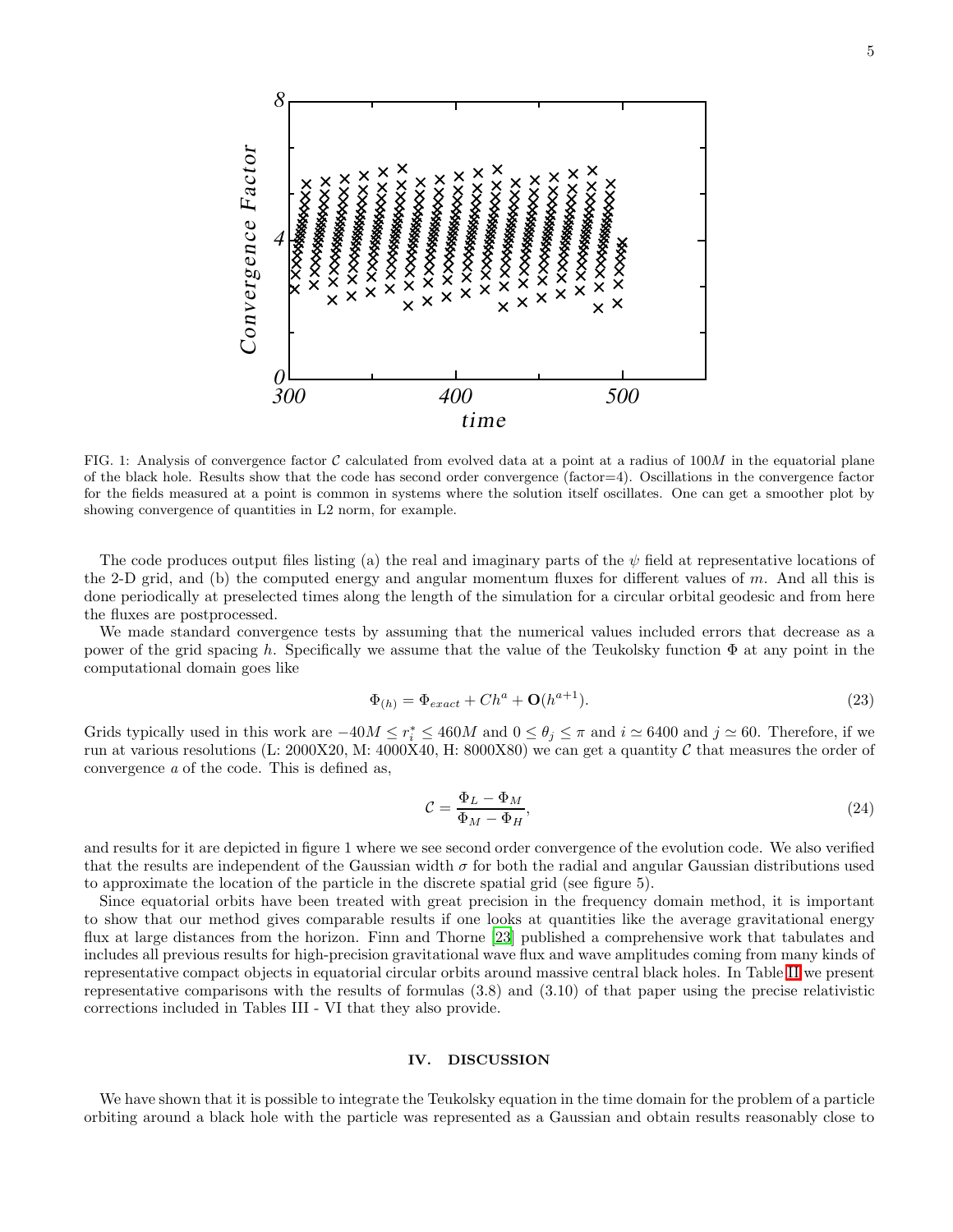FIG. 1: Analysis of convergence factor $\mathcal{C}$ calculated from evolved data at a point at a radius of $100M$ in the equatorial plane of the black hole. Results show that the code has second order convergence (factor=4). Oscillations in the convergence factor for the fields measured at a point is common in systems where the solution itself oscillates. One can get a smoother plot by showing convergence of quantities in L2 norm, for example.

The code produces output files listing (a) the real and imaginary parts of the $\psi$ field at representative locations of the 2-D grid, and (b) the computed energy and angular momentum fluxes for different values of $m$. And all this is done periodically at preselected times along the length of the simulation for a circular orbital geodesic and from here the fluxes are postprocessed.

We made standard convergence tests by assuming that the numerical values included errors that decrease as a power of the grid spacing $h$. Specifically we assume that the value of the Teukolsky function $\Phi$ at any point in the computational domain goes like

$$\Phi_{(h)} = \Phi_{exact} + Ch^a + \mathbf{O}(h^{a+1}). \tag{23}$$

Grids typically used in this work are $-40M \leq r_i^* \leq 460M$ and $0 \leq \theta_j \leq \pi$ and $i \simeq 6400$ and $j \simeq 60$. Therefore, if we run at various resolutions (L: 2000X20, M: 4000X40, H: 8000X80) we can get a quantity $\mathcal{C}$ that measures the order of convergence $a$ of the code. This is defined as,

$$\mathcal{C} = \frac{\Phi_L - \Phi_M}{\Phi_M - \Phi_H}, \tag{24}$$

and results for it are depicted in figure 1 where we see second order convergence of the evolution code. We also verified that the results are independent of the Gaussian width $\sigma$ for both the radial and angular Gaussian distributions used to approximate the location of the particle in the discrete spatial grid (see figure 5).

Since equatorial orbits have been treated with great precision in the frequency domain method, it is important to show that our method gives comparable results if one looks at quantities like the average gravitational energy flux at large distances from the horizon. Finn and Thorne [23] published a comprehensive work that tabulates and includes all previous results for high-precision gravitational wave flux and wave amplitudes coming from many kinds of representative compact objects in equatorial circular orbits around massive central black holes. In Table II we present representative comparisons with the results of formulas (3.8) and (3.10) of that paper using the precise relativistic corrections included in Tables III - VI that they also provide.

## IV. DISCUSSION

We have shown that it is possible to integrate the Teukolsky equation in the time domain for the problem of a particle orbiting around a black hole with the particle was represented as a Gaussian and obtain results reasonably close to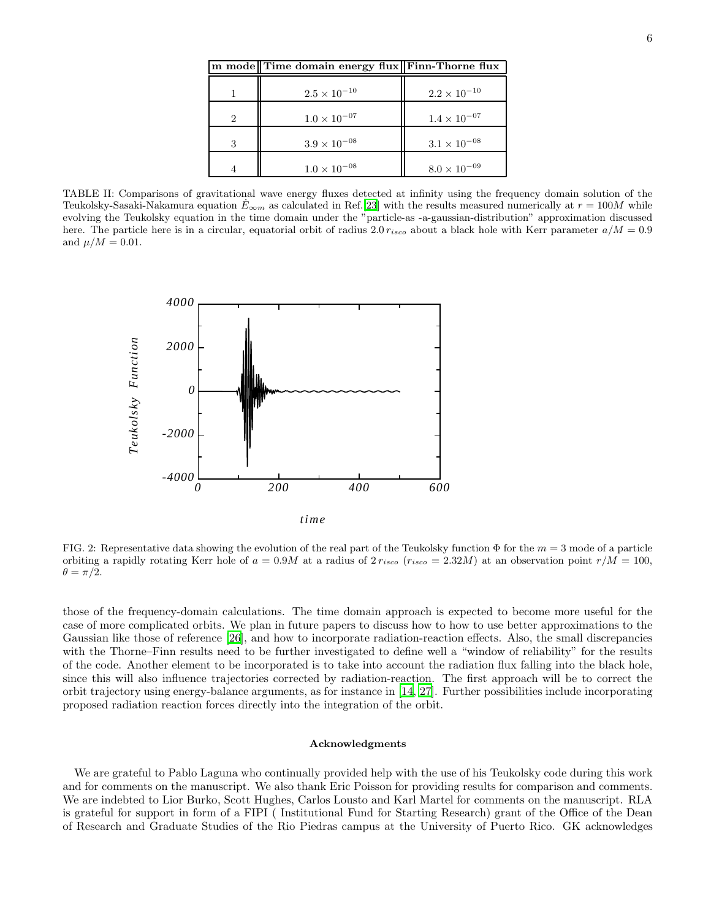| m mode | Time domain energy flux | Finn-Thorne flux |
| --- | --- | --- |
| 1 | $2.5 \times 10^{-10}$ | $2.2 \times 10^{-10}$ |
| 2 | $1.0 \times 10^{-07}$ | $1.4 \times 10^{-07}$ |
| 3 | $3.9 \times 10^{-08}$ | $3.1 \times 10^{-08}$ |
| 4 | $1.0 \times 10^{-08}$ | $8.0 \times 10^{-09}$ |

TABLE II: Comparisons of gravitational wave energy fluxes detected at infinity using the frequency domain solution of the Teukolsky-Sasaki-Nakamura equation $\dot{E}_{\infty m}$ as calculated in Ref.[23] with the results measured numerically at $r = 100M$ while evolving the Teukolsky equation in the time domain under the "particle-as -a-gaussian-distribution" approximation discussed here. The particle here is in a circular, equatorial orbit of radius $2.0\, r_{isco}$ about a black hole with Kerr parameter $a/M = 0.9$ and $\mu/M = 0.01$.

FIG. 2: Representative data showing the evolution of the real part of the Teukolsky function $\Phi$ for the $m = 3$ mode of a particle orbiting a rapidly rotating Kerr hole of $a = 0.9M$ at a radius of $2\, r_{isco}$ ($r_{isco} = 2.32M$) at an observation point $r/M = 100$, $\theta = \pi/2$.

those of the frequency-domain calculations. The time domain approach is expected to become more useful for the case of more complicated orbits. We plan in future papers to discuss how to how to use better approximations to the Gaussian like those of reference [26], and how to incorporate radiation-reaction effects. Also, the small discrepancies with the Thorne–Finn results need to be further investigated to define well a "window of reliability" for the results of the code. Another element to be incorporated is to take into account the radiation flux falling into the black hole, since this will also influence trajectories corrected by radiation-reaction. The first approach will be to correct the orbit trajectory using energy-balance arguments, as for instance in [14, 27]. Further possibilities include incorporating proposed radiation reaction forces directly into the integration of the orbit.

### Acknowledgments

We are grateful to Pablo Laguna who continually provided help with the use of his Teukolsky code during this work and for comments on the manuscript. We also thank Eric Poisson for providing results for comparison and comments. We are indebted to Lior Burko, Scott Hughes, Carlos Lousto and Karl Martel for comments on the manuscript. RLA is grateful for support in form of a FIPI ( Institutional Fund for Starting Research) grant of the Office of the Dean of Research and Graduate Studies of the Rio Piedras campus at the University of Puerto Rico. GK acknowledges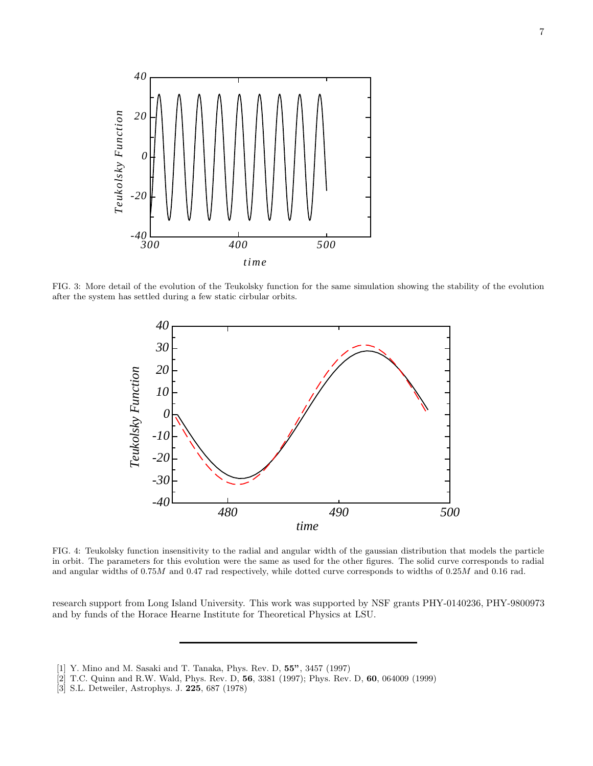FIG. 3: More detail of the evolution of the Teukolsky function for the same simulation showing the stability of the evolution after the system has settled during a few static cirbular orbits.

FIG. 4: Teukolsky function insensitivity to the radial and angular width of the gaussian distribution that models the particle in orbit. The parameters for this evolution were the same as used for the other figures. The solid curve corresponds to radial and angular widths of $0.75M$ and 0.47 rad respectively, while dotted curve corresponds to widths of $0.25M$ and 0.16 rad.

research support from Long Island University. This work was supported by NSF grants PHY-0140236, PHY-9800973 and by funds of the Horace Hearne Institute for Theoretical Physics at LSU.

---

[1] Y. Mino and M. Sasaki and T. Tanaka, Phys. Rev. D, **55"**, 3457 (1997)

[2] T.C. Quinn and R.W. Wald, Phys. Rev. D, **56**, 3381 (1997); Phys. Rev. D, **60**, 064009 (1999)

[3] S.L. Detweiler, Astrophys. J. **225**, 687 (1978)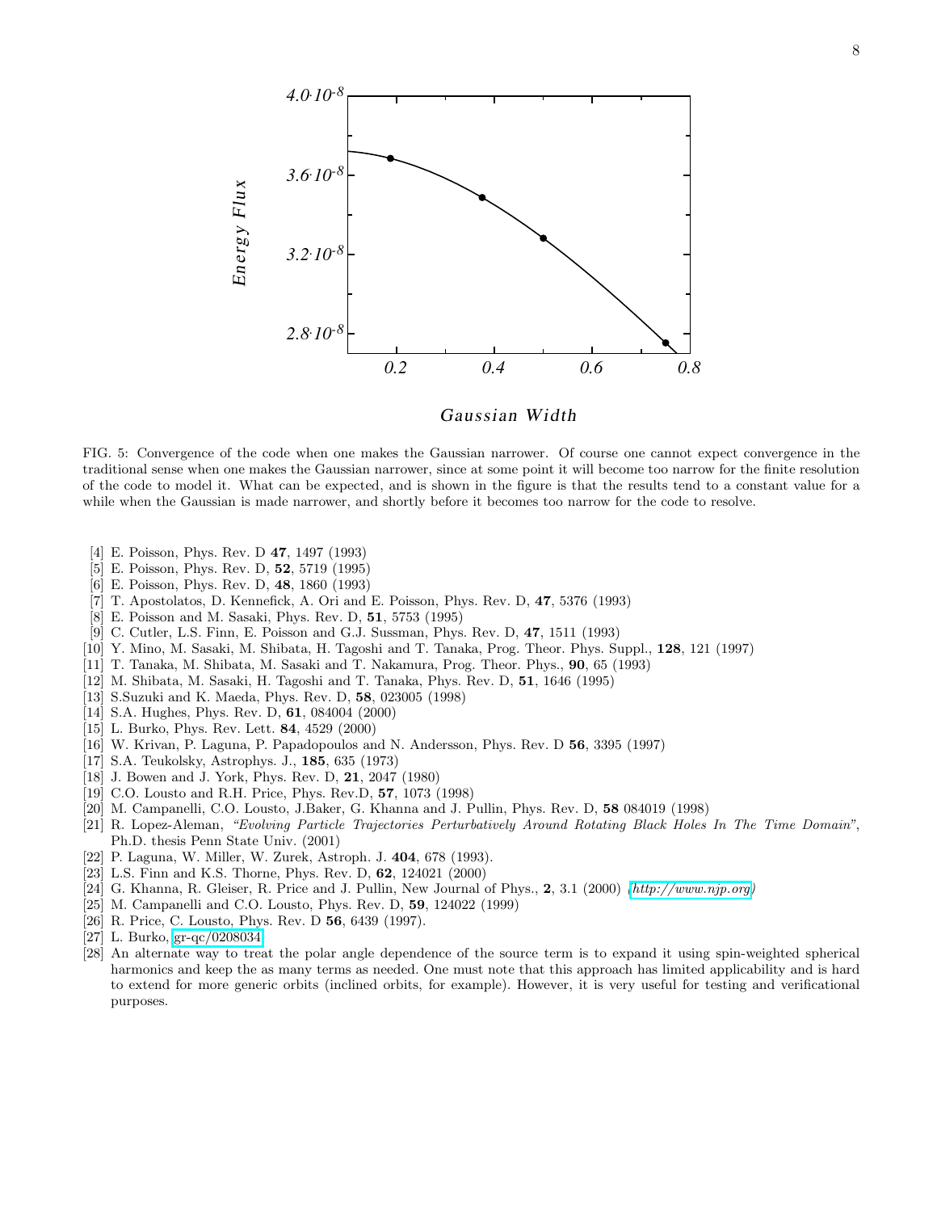Energy Flux

$4.0\cdot10^{-8}$

$3.6\cdot10^{-8}$

$3.2\cdot10^{-8}$

$2.8\cdot10^{-8}$

0.2 0.4 0.6 0.8

Gaussian Width

FIG. 5: Convergence of the code when one makes the Gaussian narrower. Of course one cannot expect convergence in the traditional sense when one makes the Gaussian narrower, since at some point it will become too narrow for the finite resolution of the code to model it. What can be expected, and is shown in the figure is that the results tend to a constant value for a while when the Gaussian is made narrower, and shortly before it becomes too narrow for the code to resolve.

- [4] E. Poisson, Phys. Rev. D **47**, 1497 (1993)
- [5] E. Poisson, Phys. Rev. D, **52**, 5719 (1995)
- [6] E. Poisson, Phys. Rev. D, **48**, 1860 (1993)
- [7] T. Apostolatos, D. Kennefick, A. Ori and E. Poisson, Phys. Rev. D, **47**, 5376 (1993)
- [8] E. Poisson and M. Sasaki, Phys. Rev. D, **51**, 5753 (1995)
- [9] C. Cutler, L.S. Finn, E. Poisson and G.J. Sussman, Phys. Rev. D, **47**, 1511 (1993)
- [10] Y. Mino, M. Sasaki, M. Shibata, H. Tagoshi and T. Tanaka, Prog. Theor. Phys. Suppl., **128**, 121 (1997)
- [11] T. Tanaka, M. Shibata, M. Sasaki and T. Nakamura, Prog. Theor. Phys., **90**, 65 (1993)
- [12] M. Shibata, M. Sasaki, H. Tagoshi and T. Tanaka, Phys. Rev. D, **51**, 1646 (1995)
- [13] S.Suzuki and K. Maeda, Phys. Rev. D, **58**, 023005 (1998)
- [14] S.A. Hughes, Phys. Rev. D, **61**, 084004 (2000)
- [15] L. Burko, Phys. Rev. Lett. **84**, 4529 (2000)
- [16] W. Krivan, P. Laguna, P. Papadopoulos and N. Andersson, Phys. Rev. D **56**, 3395 (1997)
- [17] S.A. Teukolsky, Astrophys. J., **185**, 635 (1973)
- [18] J. Bowen and J. York, Phys. Rev. D, **21**, 2047 (1980)
- [19] C.O. Lousto and R.H. Price, Phys. Rev.D, **57**, 1073 (1998)
- [20] M. Campanelli, C.O. Lousto, J.Baker, G. Khanna and J. Pullin, Phys. Rev. D, **58** 084019 (1998)
- [21] R. Lopez-Aleman, *"Evolving Particle Trajectories Perturbatively Around Rotating Black Holes In The Time Domain"*, Ph.D. thesis Penn State Univ. (2001)
- [22] P. Laguna, W. Miller, W. Zurek, Astroph. J. **404**, 678 (1993).
- [23] L.S. Finn and K.S. Thorne, Phys. Rev. D, **62**, 124021 (2000)
- [24] G. Khanna, R. Gleiser, R. Price and J. Pullin, New Journal of Phys., **2**, 3.1 (2000) *(http://www.njp.org)*
- [25] M. Campanelli and C.O. Lousto, Phys. Rev. D, **59**, 124022 (1999)
- [26] R. Price, C. Lousto, Phys. Rev. D **56**, 6439 (1997).
- [27] L. Burko, gr-qc/0208034
- [28] An alternate way to treat the polar angle dependence of the source term is to expand it using spin-weighted spherical harmonics and keep the as many terms as needed. One must note that this approach has limited applicability and is hard to extend for more generic orbits (inclined orbits, for example). However, it is very useful for testing and verificational purposes.